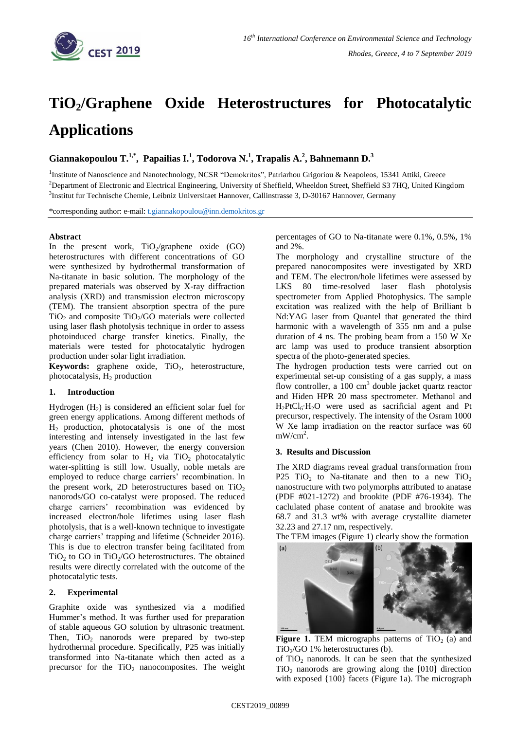# $TiO_2$/Graphene Oxide Heterostructures for Photocatalytic Applications

**Giannakopoulou T.[1,*], Papailias I.[1], Todorova N.[1], Trapalis A.[2], Bahnemann D.[3]**

[1] Institute of Nanoscience and Nanotechnology, NCSR "Demokritos", Patriarhou Grigoriou & Neapoleos, 15341 Attiki, Greece
[2] Department of Electronic and Electrical Engineering, University of Sheffield, Wheeldon Street, Sheffield S3 7HQ, United Kingdom
[3] Institut fur Technische Chemie, Leibniz Universitaet Hannover, Callinstrasse 3, D-30167 Hannover, Germany

*corresponding author: e-mail: t.giannakopoulou@inn.demokritos.gr

## Abstract

In the present work, $TiO_2$/graphene oxide (GO) heterostructures with different concentrations of GO were synthesized by hydrothermal transformation of Na-titanate in basic solution. The morphology of the prepared materials was observed by X-ray diffraction analysis (XRD) and transmission electron microscopy (TEM). The transient absorption spectra of the pure $TiO_2$ and composite $TiO_2$/GO materials were collected using laser flash photolysis technique in order to assess photoinduced charge transfer kinetics. Finally, the materials were tested for photocatalytic hydrogen production under solar light irradiation.

**Keywords:** graphene oxide, $TiO_2$, heterostructure, photocatalysis, $H_2$ production

## 1. Introduction

Hydrogen ($H_2$) is considered an efficient solar fuel for green energy applications. Among different methods of $H_2$ production, photocatalysis is one of the most interesting and intensely investigated in the last few years (Chen 2010). However, the energy conversion efficiency from solar to $H_2$ via $TiO_2$ photocatalytic water-splitting is still low. Usually, noble metals are employed to reduce charge carriers' recombination. In the present work, 2D heterostructures based on $TiO_2$ nanorods/GO co-catalyst were proposed. The reduced charge carriers' recombination was evidenced by increased electron/hole lifetimes using laser flash photolysis, that is a well-known technique to investigate charge carriers' trapping and filling (Schneider 2016). This is due to electron transfer being facilitated from $TiO_2$ to GO in $TiO_2$/GO heterostructures. The obtained results were directly correlated with the outcome of the photocatalytic tests.

## 2. Experimental

Graphite oxide was synthesized via a modified Hummer's method. It was further used for preparation of stable aqueous GO solution by ultrasonic treatment. Then, $TiO_2$ nanorods were prepared by two-step hydrothermal procedure. Specifically, P25 was initially transformed into Na-titanate which then acted as a precursor for the $TiO_2$ nanocomposites. The weight percentages of GO to Na-titanate were 0.1%, 0.5%, 1% and 2%.

The morphology and crystalline structure of the prepared nanocomposites were investigated by XRD and TEM. The electron/hole lifetimes were assessed by LKS 80 time-resolved laser flash photolysis spectrometer from Applied Photophysics. The sample excitation was realized with the help of Brilliant b Nd:YAG laser from Quantel that generated the third harmonic with a wavelength of 355 nm and a pulse duration of 4 ns. The probing beam from a 150 W Xe arc lamp was used to produce transient absorption spectra of the photo-generated species.

The hydrogen production tests were carried out on experimental set-up consisting of a gas supply, a mass flow controller, a 100 $cm^3$ double jacket quartz reactor and Hiden HPR 20 mass spectrometer. Methanol and $H_2PtCl_6 \cdot H_2O$ were used as sacrificial agent and Pt precursor, respectively. The intensity of the Osram 1000 W Xe lamp irradiation on the reactor surface was 60 $mW/cm^2$.

## 3. Results and Discussion

The XRD diagrams reveal gradual transformation from P25 $TiO_2$ to Na-titanate and then to a new $TiO_2$ nanostructure with two polymorphs attributed to anatase (PDF #021-1272) and brookite (PDF #76-1934). The caclulated phase content of anatase and brookite was 68.7 and 31.3 wt% with average crystallite diameter 32.23 and 27.17 nm, respectively.

The TEM images (Figure 1) clearly show the formation of $TiO_2$ nanorods. It can be seen that the synthesized $TiO_2$ nanorods are growing along the [010] direction with exposed {100} facets (Figure 1a). The micrograph

**Figure 1.** TEM micrographs patterns of $TiO_2$ (a) and $TiO_2$/GO 1% heterostructures (b).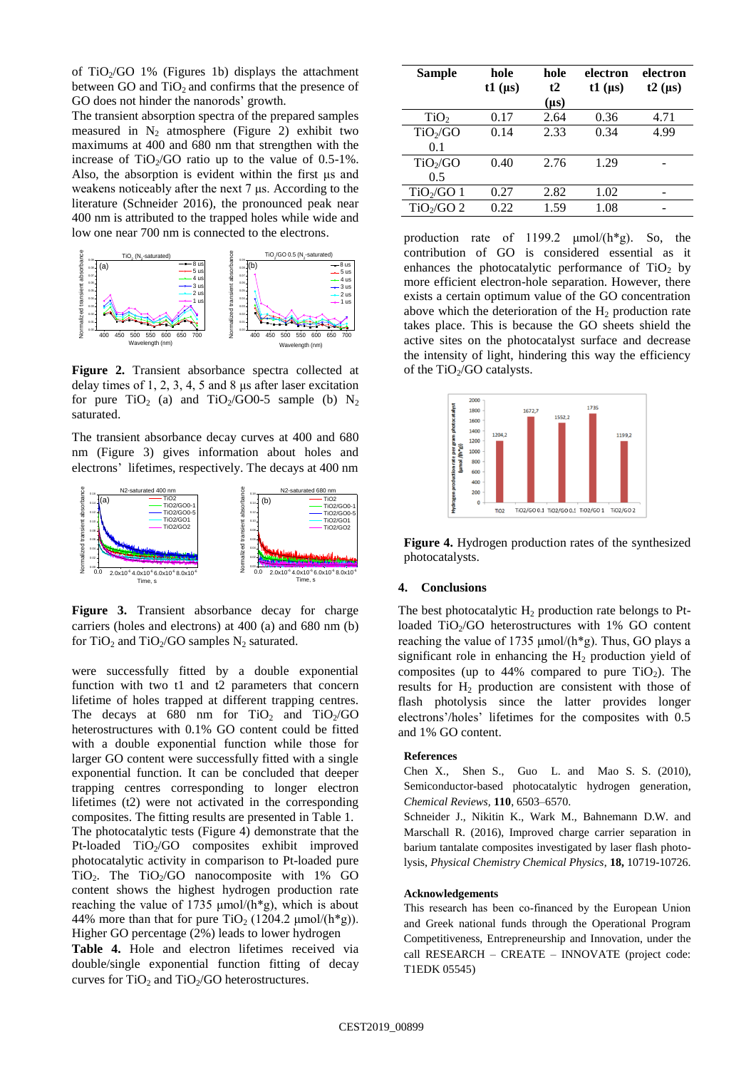of $TiO_2$/GO 1% (Figures 1b) displays the attachment between GO and $TiO_2$ and confirms that the presence of GO does not hinder the nanorods' growth.

The transient absorption spectra of the prepared samples measured in $N_2$ atmosphere (Figure 2) exhibit two maximums at 400 and 680 nm that strengthen with the increase of $TiO_2$/GO ratio up to the value of 0.5-1%. Also, the absorption is evident within the first μs and weakens noticeably after the next 7 μs. According to the literature (Schneider 2016), the pronounced peak near 400 nm is attributed to the trapped holes while wide and low one near 700 nm is connected to the electrons.

(a) $TiO_2$ ($N_2$-saturated)
Normalized transient absorbance
8 us
5 us
4 us
3 us
2 us
1 us
400 450 500 550 600 650 700
Wavelength (nm)

(b) $TiO_2$/GO 0.5 ($N_2$-saturated)
Normalized transient absorbance
8 us
5 us
4 us
3 us
2 us
1 us
400 450 500 550 600 650 700
Wavelength (nm)

**Figure 2.** Transient absorbance spectra collected at delay times of 1, 2, 3, 4, 5 and 8 μs after laser excitation for pure $TiO_2$ (a) and $TiO_2$/GO0-5 sample (b) $N_2$ saturated.

The transient absorbance decay curves at 400 and 680 nm (Figure 3) gives information about holes and electrons' lifetimes, respectively. The decays at 400 nm

(a) N2-saturated 400 nm
Normalized transient absorbance
TiO2
TiO2/GO0-1
TiO2/GO0-5
TiO2/GO1
TiO2/GO2
0.0 2.0x10$^{-6}$ 4.0x10$^{-6}$ 6.0x10$^{-6}$ 8.0x10$^{-6}$
Time, s

(b) N2-saturated 680 nm
Normalized transient absorbance
TiO2
TiO2/GO0-1
TiO2/GO0-5
TiO2/GO1
TiO2/GO2
0.0 2.0x10$^{-6}$ 4.0x10$^{-6}$ 6.0x10$^{-6}$ 8.0x10$^{-6}$
Time, s

**Figure 3.** Transient absorbance decay for charge carriers (holes and electrons) at 400 (a) and 680 nm (b) for $TiO_2$ and $TiO_2$/GO samples $N_2$ saturated.

were successfully fitted by a double exponential function with two t1 and t2 parameters that concern lifetime of holes trapped at different trapping centres. The decays at 680 nm for $TiO_2$ and $TiO_2$/GO heterostructures with 0.1% GO content could be fitted with a double exponential function while those for larger GO content were successfully fitted with a single exponential function. It can be concluded that deeper trapping centres corresponding to longer electron lifetimes (t2) were not activated in the corresponding composites. The fitting results are presented in Table 1.

The photocatalytic tests (Figure 4) demonstrate that the Pt-loaded $TiO_2$/GO composites exhibit improved photocatalytic activity in comparison to Pt-loaded pure $TiO_2$. The $TiO_2$/GO nanocomposite with 1% GO content shows the highest hydrogen production rate reaching the value of 1735 μmol/(h*g), which is about 44% more than that for pure $TiO_2$ (1204.2 μmol/(h*g)). Higher GO percentage (2%) leads to lower hydrogen production rate of 1199.2 μmol/(h*g). So, the contribution of GO is considered essential as it enhances the photocatalytic performance of $TiO_2$ by more efficient electron-hole separation. However, there exists a certain optimum value of the GO concentration above which the deterioration of the $H_2$ production rate takes place. This is because the GO sheets shield the active sites on the photocatalyst surface and decrease the intensity of light, hindering this way the efficiency of the $TiO_2$/GO catalysts.

**Table 4.** Hole and electron lifetimes received via double/single exponential function fitting of decay curves for $TiO_2$ and $TiO_2$/GO heterostructures.

| Sample | hole t1 (μs) | hole t2 (μs) | electron t1 (μs) | electron t2 (μs) |
|---|---|---|---|---|
| $TiO_2$ | 0.17 | 2.64 | 0.36 | 4.71 |
| $TiO_2$/GO 0.1 | 0.14 | 2.33 | 0.34 | 4.99 |
| $TiO_2$/GO 0.5 | 0.40 | 2.76 | 1.29 | - |
| $TiO_2$/GO 1 | 0.27 | 2.82 | 1.02 | - |
| $TiO_2$/GO 2 | 0.22 | 1.59 | 1.08 | - |

Hydrogen production rate per gram photocatalyst (μmol/(h*g))
2000
1800
1600
1400
1200
1000
800
600
400
200
0
1204,2
1672,7
1552,2
1735
1199,2
TiO2
TiO2/GO 0.1
TiO2/GO 0.5
TiO2/GO 1
TiO2/GO 2

**Figure 4.** Hydrogen production rates of the synthesized photocatalysts.

## 4. Conclusions

The best photocatalytic $H_2$ production rate belongs to Pt-loaded $TiO_2$/GO heterostructures with 1% GO content reaching the value of 1735 μmol/(h*g). Thus, GO plays a significant role in enhancing the $H_2$ production yield of composites (up to 44% compared to pure $TiO_2$). The results for $H_2$ production are consistent with those of flash photolysis since the latter provides longer electrons'/holes' lifetimes for the composites with 0.5 and 1% GO content.

### References

Chen X., Shen S., Guo L. and Mao S. S. (2010), Semiconductor-based photocatalytic hydrogen generation, *Chemical Reviews*, **110**, 6503–6570.

Schneider J., Nikitin K., Wark M., Bahnemann D.W. and Marschall R. (2016), Improved charge carrier separation in barium tantalate composites investigated by laser flash photolysis, *Physical Chemistry Chemical Physics*, **18,** 10719-10726.

### Acknowledgements

This research has been co-financed by the European Union and Greek national funds through the Operational Program Competitiveness, Entrepreneurship and Innovation, under the call RESEARCH – CREATE – INNOVATE (project code: T1EDK 05545)